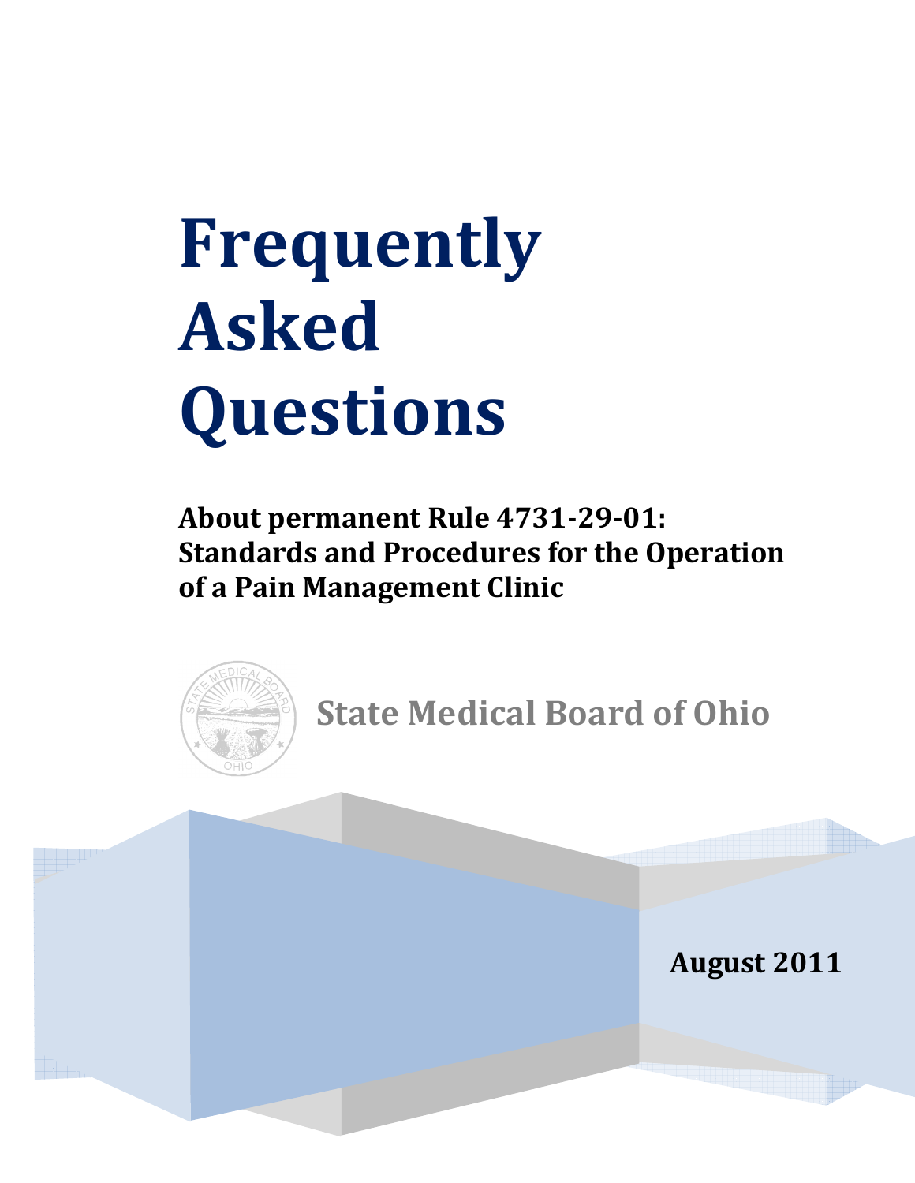# Frequently Asked Questions

**About permanent Rule 4731-29-01: Standards and Procedures for the Operation of a Pain Management Clinic**

State Medical Board of Ohio

**August 2011**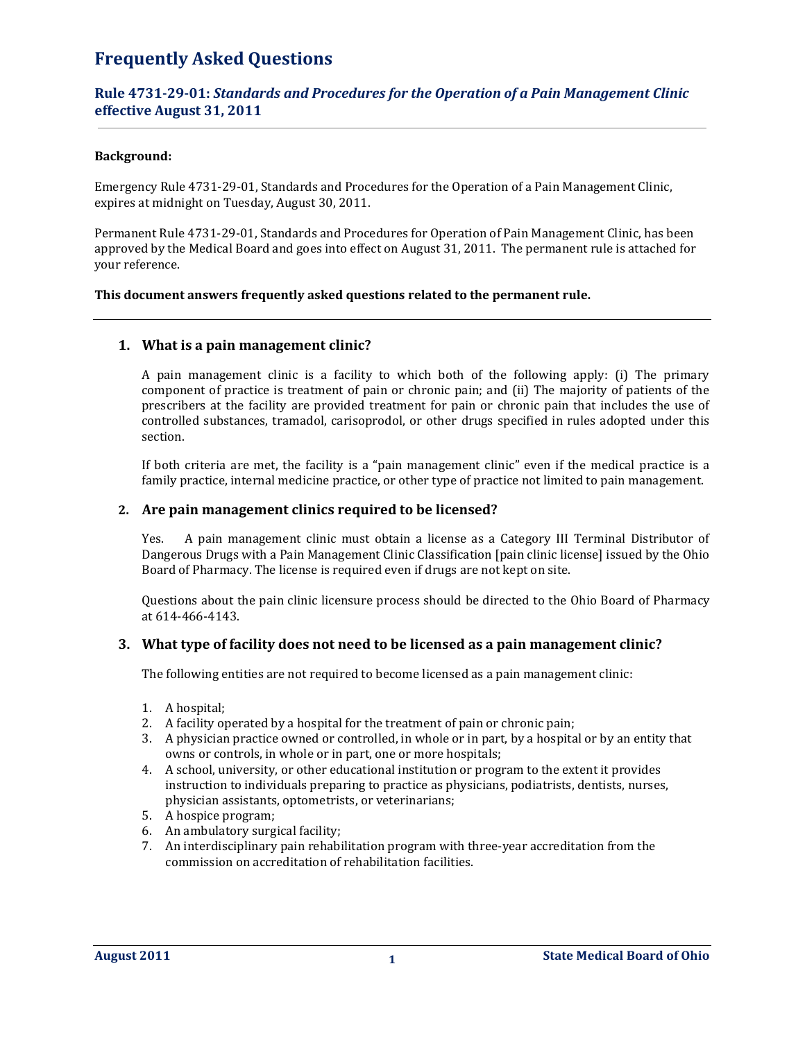# Frequently Asked Questions

## Rule 4731-29-01: *Standards and Procedures for the Operation of a Pain Management Clinic* effective August 31, 2011

**Background:**

Emergency Rule 4731-29-01, Standards and Procedures for the Operation of a Pain Management Clinic, expires at midnight on Tuesday, August 30, 2011.

Permanent Rule 4731-29-01, Standards and Procedures for Operation of Pain Management Clinic, has been approved by the Medical Board and goes into effect on August 31, 2011. The permanent rule is attached for your reference.

**This document answers frequently asked questions related to the permanent rule.**

---

### 1. What is a pain management clinic?

A pain management clinic is a facility to which both of the following apply: (i) The primary component of practice is treatment of pain or chronic pain; and (ii) The majority of patients of the prescribers at the facility are provided treatment for pain or chronic pain that includes the use of controlled substances, tramadol, carisoprodol, or other drugs specified in rules adopted under this section.

If both criteria are met, the facility is a "pain management clinic" even if the medical practice is a family practice, internal medicine practice, or other type of practice not limited to pain management.

### 2. Are pain management clinics required to be licensed?

Yes. A pain management clinic must obtain a license as a Category III Terminal Distributor of Dangerous Drugs with a Pain Management Clinic Classification [pain clinic license] issued by the Ohio Board of Pharmacy. The license is required even if drugs are not kept on site.

Questions about the pain clinic licensure process should be directed to the Ohio Board of Pharmacy at 614-466-4143.

### 3. What type of facility does not need to be licensed as a pain management clinic?

The following entities are not required to become licensed as a pain management clinic:

1. A hospital;
2. A facility operated by a hospital for the treatment of pain or chronic pain;
3. A physician practice owned or controlled, in whole or in part, by a hospital or by an entity that owns or controls, in whole or in part, one or more hospitals;
4. A school, university, or other educational institution or program to the extent it provides instruction to individuals preparing to practice as physicians, podiatrists, dentists, nurses, physician assistants, optometrists, or veterinarians;
5. A hospice program;
6. An ambulatory surgical facility;
7. An interdisciplinary pain rehabilitation program with three-year accreditation from the commission on accreditation of rehabilitation facilities.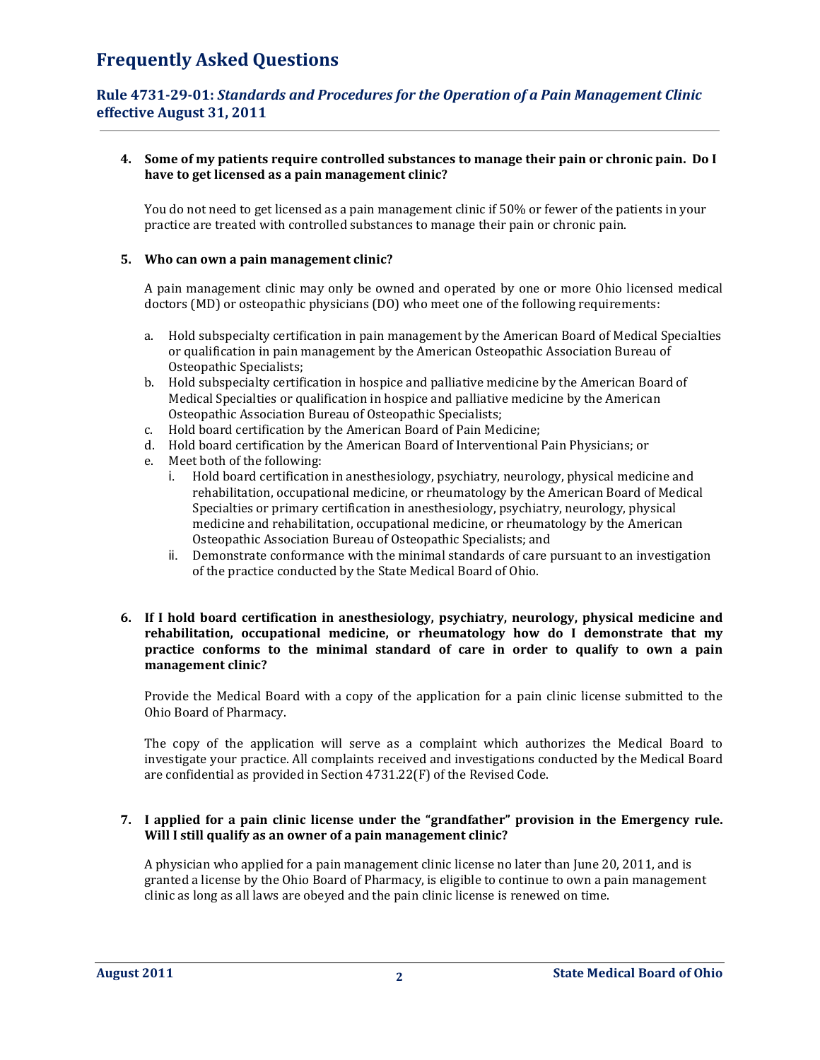# Frequently Asked Questions

## Rule 4731-29-01: *Standards and Procedures for the Operation of a Pain Management Clinic* effective August 31, 2011

**4. Some of my patients require controlled substances to manage their pain or chronic pain. Do I have to get licensed as a pain management clinic?**

You do not need to get licensed as a pain management clinic if 50% or fewer of the patients in your practice are treated with controlled substances to manage their pain or chronic pain.

**5. Who can own a pain management clinic?**

A pain management clinic may only be owned and operated by one or more Ohio licensed medical doctors (MD) or osteopathic physicians (DO) who meet one of the following requirements:

a. Hold subspecialty certification in pain management by the American Board of Medical Specialties or qualification in pain management by the American Osteopathic Association Bureau of Osteopathic Specialists;
b. Hold subspecialty certification in hospice and palliative medicine by the American Board of Medical Specialties or qualification in hospice and palliative medicine by the American Osteopathic Association Bureau of Osteopathic Specialists;
c. Hold board certification by the American Board of Pain Medicine;
d. Hold board certification by the American Board of Interventional Pain Physicians; or
e. Meet both of the following:
   i. Hold board certification in anesthesiology, psychiatry, neurology, physical medicine and rehabilitation, occupational medicine, or rheumatology by the American Board of Medical Specialties or primary certification in anesthesiology, psychiatry, neurology, physical medicine and rehabilitation, occupational medicine, or rheumatology by the American Osteopathic Association Bureau of Osteopathic Specialists; and
   ii. Demonstrate conformance with the minimal standards of care pursuant to an investigation of the practice conducted by the State Medical Board of Ohio.

**6. If I hold board certification in anesthesiology, psychiatry, neurology, physical medicine and rehabilitation, occupational medicine, or rheumatology how do I demonstrate that my practice conforms to the minimal standard of care in order to qualify to own a pain management clinic?**

Provide the Medical Board with a copy of the application for a pain clinic license submitted to the Ohio Board of Pharmacy.

The copy of the application will serve as a complaint which authorizes the Medical Board to investigate your practice. All complaints received and investigations conducted by the Medical Board are confidential as provided in Section 4731.22(F) of the Revised Code.

**7. I applied for a pain clinic license under the "grandfather" provision in the Emergency rule. Will I still qualify as an owner of a pain management clinic?**

A physician who applied for a pain management clinic license no later than June 20, 2011, and is granted a license by the Ohio Board of Pharmacy, is eligible to continue to own a pain management clinic as long as all laws are obeyed and the pain clinic license is renewed on time.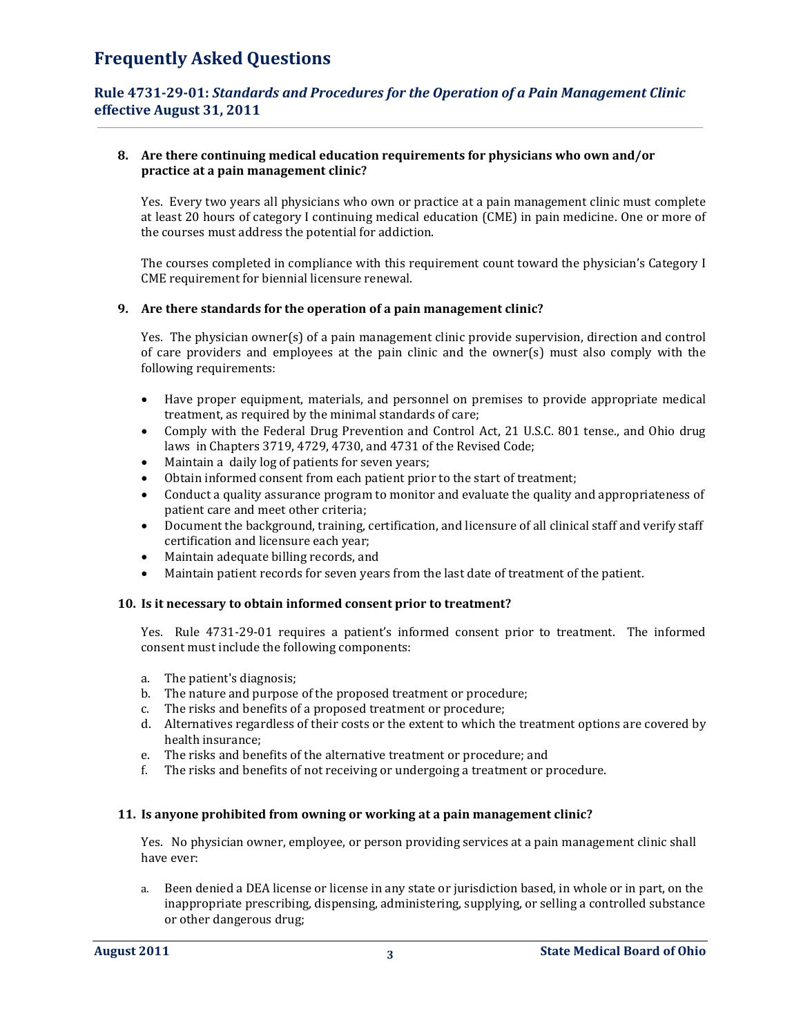# Frequently Asked Questions

## Rule 4731-29-01: *Standards and Procedures for the Operation of a Pain Management Clinic* effective August 31, 2011

**8. Are there continuing medical education requirements for physicians who own and/or practice at a pain management clinic?**

Yes. Every two years all physicians who own or practice at a pain management clinic must complete at least 20 hours of category I continuing medical education (CME) in pain medicine. One or more of the courses must address the potential for addiction.

The courses completed in compliance with this requirement count toward the physician's Category I CME requirement for biennial licensure renewal.

**9. Are there standards for the operation of a pain management clinic?**

Yes. The physician owner(s) of a pain management clinic provide supervision, direction and control of care providers and employees at the pain clinic and the owner(s) must also comply with the following requirements:

- Have proper equipment, materials, and personnel on premises to provide appropriate medical treatment, as required by the minimal standards of care;
- Comply with the Federal Drug Prevention and Control Act, 21 U.S.C. 801 tense., and Ohio drug laws in Chapters 3719, 4729, 4730, and 4731 of the Revised Code;
- Maintain a daily log of patients for seven years;
- Obtain informed consent from each patient prior to the start of treatment;
- Conduct a quality assurance program to monitor and evaluate the quality and appropriateness of patient care and meet other criteria;
- Document the background, training, certification, and licensure of all clinical staff and verify staff certification and licensure each year;
- Maintain adequate billing records, and
- Maintain patient records for seven years from the last date of treatment of the patient.

**10. Is it necessary to obtain informed consent prior to treatment?**

Yes. Rule 4731-29-01 requires a patient's informed consent prior to treatment. The informed consent must include the following components:

a. The patient's diagnosis;
b. The nature and purpose of the proposed treatment or procedure;
c. The risks and benefits of a proposed treatment or procedure;
d. Alternatives regardless of their costs or the extent to which the treatment options are covered by health insurance;
e. The risks and benefits of the alternative treatment or procedure; and
f. The risks and benefits of not receiving or undergoing a treatment or procedure.

**11. Is anyone prohibited from owning or working at a pain management clinic?**

Yes. No physician owner, employee, or person providing services at a pain management clinic shall have ever:

a. Been denied a DEA license or license in any state or jurisdiction based, in whole or in part, on the inappropriate prescribing, dispensing, administering, supplying, or selling a controlled substance or other dangerous drug;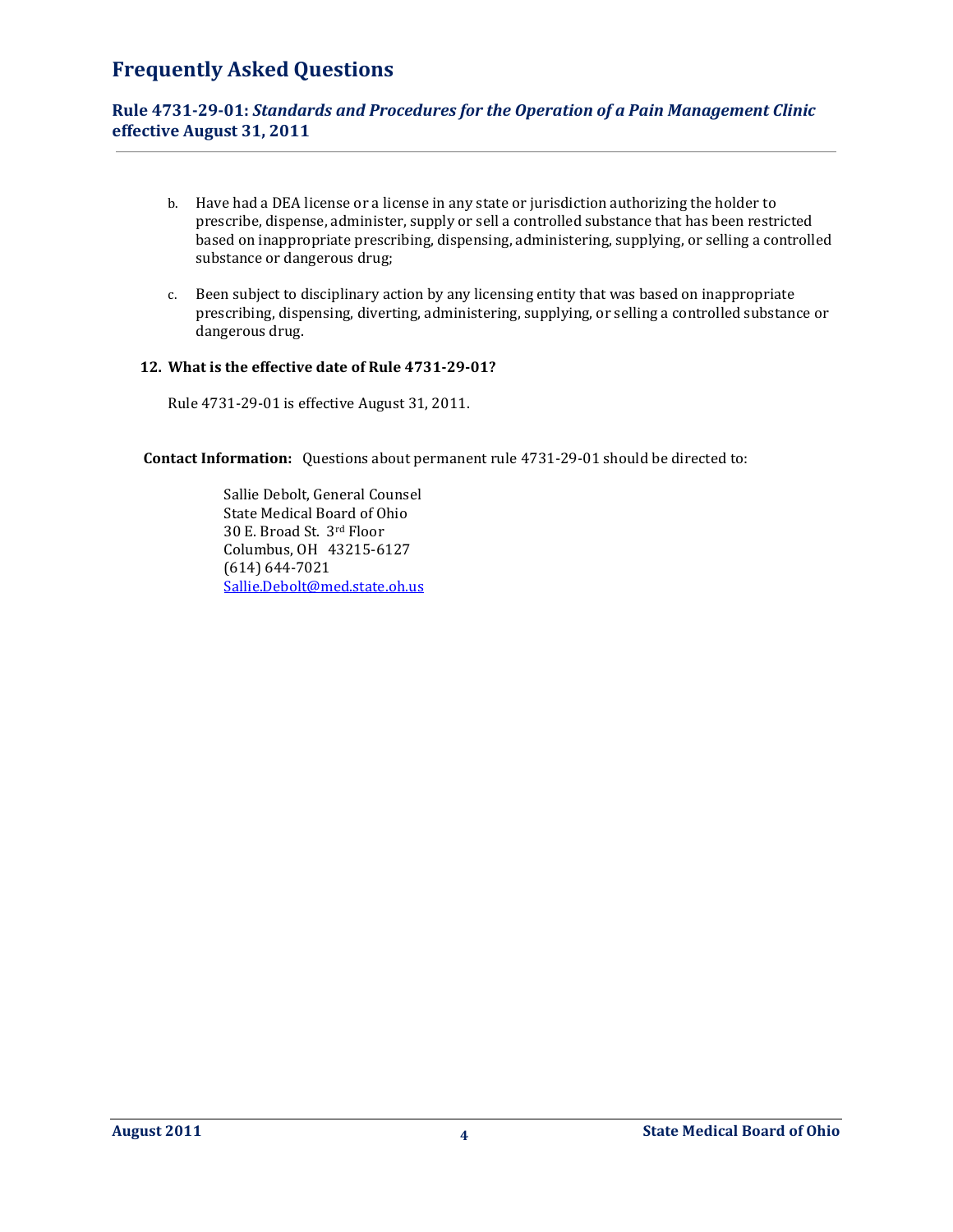b. Have had a DEA license or a license in any state or jurisdiction authorizing the holder to prescribe, dispense, administer, supply or sell a controlled substance that has been restricted based on inappropriate prescribing, dispensing, administering, supplying, or selling a controlled substance or dangerous drug;

c. Been subject to disciplinary action by any licensing entity that was based on inappropriate prescribing, dispensing, diverting, administering, supplying, or selling a controlled substance or dangerous drug.

**12. What is the effective date of Rule 4731-29-01?**

Rule 4731-29-01 is effective August 31, 2011.

**Contact Information:** Questions about permanent rule 4731-29-01 should be directed to:

Sallie Debolt, General Counsel
State Medical Board of Ohio
30 E. Broad St. 3rd Floor
Columbus, OH 43215-6127
(614) 644-7021
Sallie.Debolt@med.state.oh.us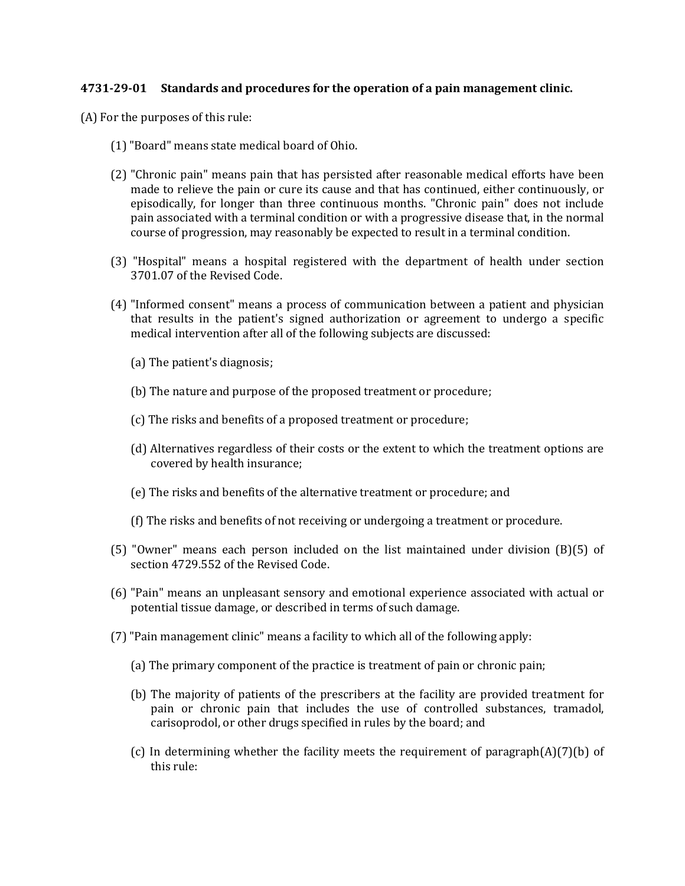**4731-29-01 Standards and procedures for the operation of a pain management clinic.**

(A) For the purposes of this rule:

(1) "Board" means state medical board of Ohio.

(2) "Chronic pain" means pain that has persisted after reasonable medical efforts have been made to relieve the pain or cure its cause and that has continued, either continuously, or episodically, for longer than three continuous months. "Chronic pain" does not include pain associated with a terminal condition or with a progressive disease that, in the normal course of progression, may reasonably be expected to result in a terminal condition.

(3) "Hospital" means a hospital registered with the department of health under section 3701.07 of the Revised Code.

(4) "Informed consent" means a process of communication between a patient and physician that results in the patient's signed authorization or agreement to undergo a specific medical intervention after all of the following subjects are discussed:

(a) The patient's diagnosis;

(b) The nature and purpose of the proposed treatment or procedure;

(c) The risks and benefits of a proposed treatment or procedure;

(d) Alternatives regardless of their costs or the extent to which the treatment options are covered by health insurance;

(e) The risks and benefits of the alternative treatment or procedure; and

(f) The risks and benefits of not receiving or undergoing a treatment or procedure.

(5) "Owner" means each person included on the list maintained under division (B)(5) of section 4729.552 of the Revised Code.

(6) "Pain" means an unpleasant sensory and emotional experience associated with actual or potential tissue damage, or described in terms of such damage.

(7) "Pain management clinic" means a facility to which all of the following apply:

(a) The primary component of the practice is treatment of pain or chronic pain;

(b) The majority of patients of the prescribers at the facility are provided treatment for pain or chronic pain that includes the use of controlled substances, tramadol, carisoprodol, or other drugs specified in rules by the board; and

(c) In determining whether the facility meets the requirement of paragraph(A)(7)(b) of this rule: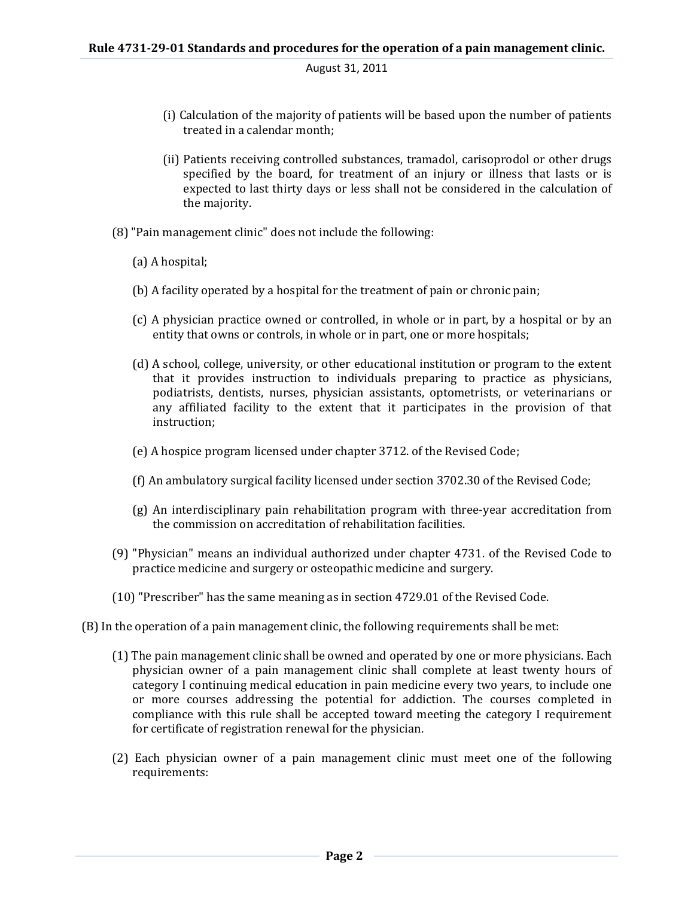(i) Calculation of the majority of patients will be based upon the number of patients treated in a calendar month;

(ii) Patients receiving controlled substances, tramadol, carisoprodol or other drugs specified by the board, for treatment of an injury or illness that lasts or is expected to last thirty days or less shall not be considered in the calculation of the majority.

(8) "Pain management clinic" does not include the following:

(a) A hospital;

(b) A facility operated by a hospital for the treatment of pain or chronic pain;

(c) A physician practice owned or controlled, in whole or in part, by a hospital or by an entity that owns or controls, in whole or in part, one or more hospitals;

(d) A school, college, university, or other educational institution or program to the extent that it provides instruction to individuals preparing to practice as physicians, podiatrists, dentists, nurses, physician assistants, optometrists, or veterinarians or any affiliated facility to the extent that it participates in the provision of that instruction;

(e) A hospice program licensed under chapter 3712. of the Revised Code;

(f) An ambulatory surgical facility licensed under section 3702.30 of the Revised Code;

(g) An interdisciplinary pain rehabilitation program with three-year accreditation from the commission on accreditation of rehabilitation facilities.

(9) "Physician" means an individual authorized under chapter 4731. of the Revised Code to practice medicine and surgery or osteopathic medicine and surgery.

(10) "Prescriber" has the same meaning as in section 4729.01 of the Revised Code.

(B) In the operation of a pain management clinic, the following requirements shall be met:

(1) The pain management clinic shall be owned and operated by one or more physicians. Each physician owner of a pain management clinic shall complete at least twenty hours of category I continuing medical education in pain medicine every two years, to include one or more courses addressing the potential for addiction. The courses completed in compliance with this rule shall be accepted toward meeting the category I requirement for certificate of registration renewal for the physician.

(2) Each physician owner of a pain management clinic must meet one of the following requirements: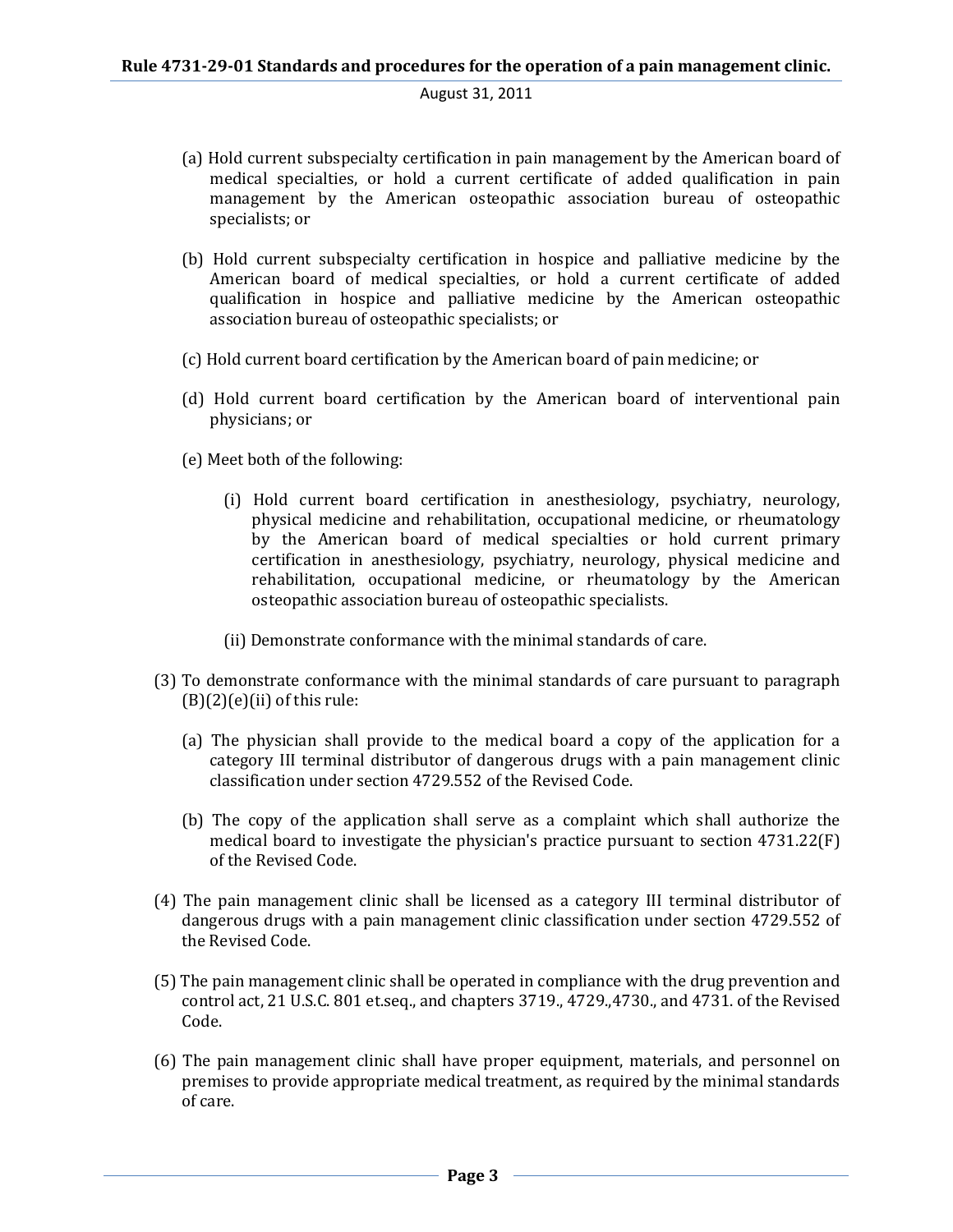(a) Hold current subspecialty certification in pain management by the American board of medical specialties, or hold a current certificate of added qualification in pain management by the American osteopathic association bureau of osteopathic specialists; or

(b) Hold current subspecialty certification in hospice and palliative medicine by the American board of medical specialties, or hold a current certificate of added qualification in hospice and palliative medicine by the American osteopathic association bureau of osteopathic specialists; or

(c) Hold current board certification by the American board of pain medicine; or

(d) Hold current board certification by the American board of interventional pain physicians; or

(e) Meet both of the following:

(i) Hold current board certification in anesthesiology, psychiatry, neurology, physical medicine and rehabilitation, occupational medicine, or rheumatology by the American board of medical specialties or hold current primary certification in anesthesiology, psychiatry, neurology, physical medicine and rehabilitation, occupational medicine, or rheumatology by the American osteopathic association bureau of osteopathic specialists.

(ii) Demonstrate conformance with the minimal standards of care.

(3) To demonstrate conformance with the minimal standards of care pursuant to paragraph (B)(2)(e)(ii) of this rule:

(a) The physician shall provide to the medical board a copy of the application for a category III terminal distributor of dangerous drugs with a pain management clinic classification under section 4729.552 of the Revised Code.

(b) The copy of the application shall serve as a complaint which shall authorize the medical board to investigate the physician's practice pursuant to section 4731.22(F) of the Revised Code.

(4) The pain management clinic shall be licensed as a category III terminal distributor of dangerous drugs with a pain management clinic classification under section 4729.552 of the Revised Code.

(5) The pain management clinic shall be operated in compliance with the drug prevention and control act, 21 U.S.C. 801 et.seq., and chapters 3719., 4729.,4730., and 4731. of the Revised Code.

(6) The pain management clinic shall have proper equipment, materials, and personnel on premises to provide appropriate medical treatment, as required by the minimal standards of care.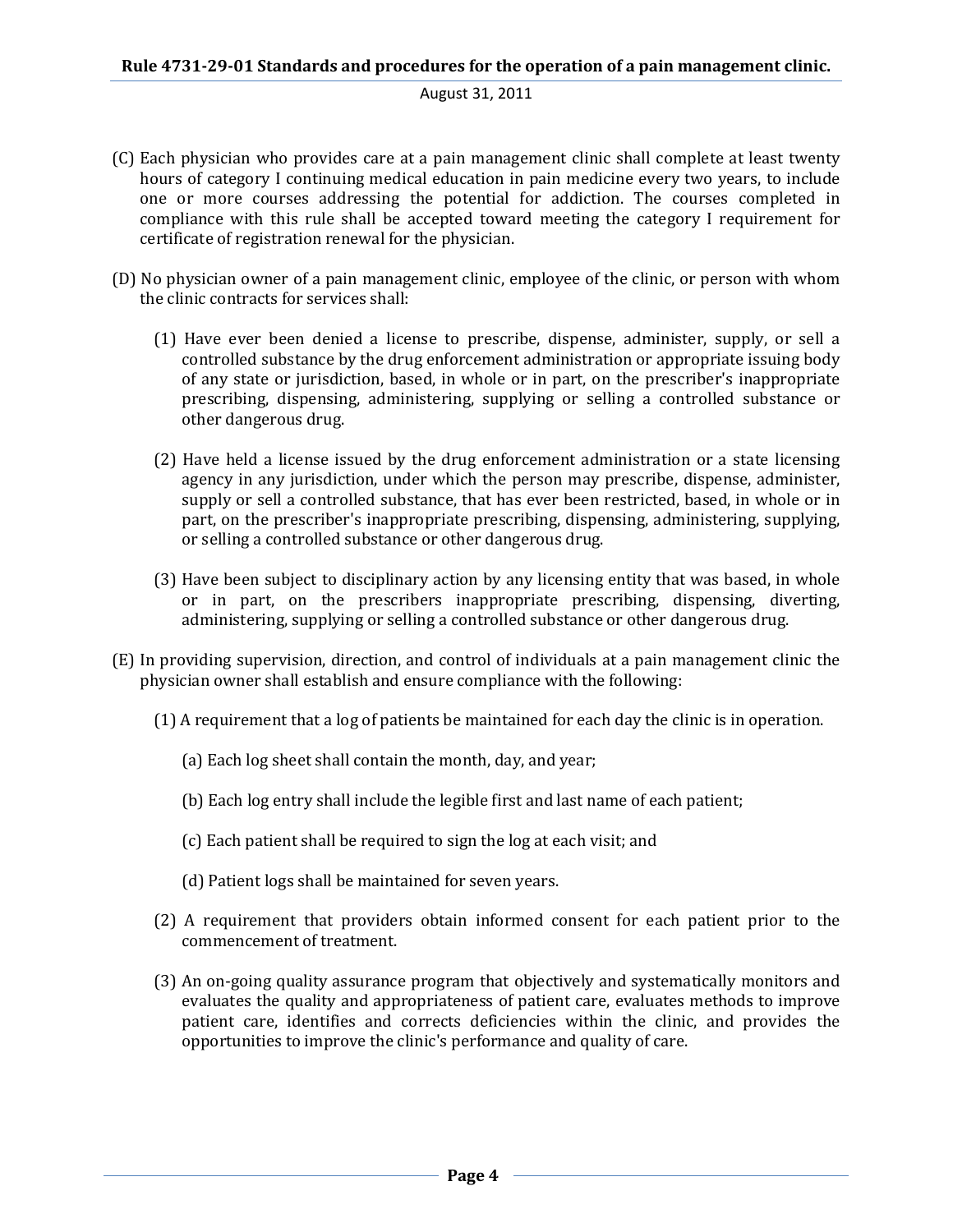(C) Each physician who provides care at a pain management clinic shall complete at least twenty hours of category I continuing medical education in pain medicine every two years, to include one or more courses addressing the potential for addiction. The courses completed in compliance with this rule shall be accepted toward meeting the category I requirement for certificate of registration renewal for the physician.

(D) No physician owner of a pain management clinic, employee of the clinic, or person with whom the clinic contracts for services shall:

(1) Have ever been denied a license to prescribe, dispense, administer, supply, or sell a controlled substance by the drug enforcement administration or appropriate issuing body of any state or jurisdiction, based, in whole or in part, on the prescriber's inappropriate prescribing, dispensing, administering, supplying or selling a controlled substance or other dangerous drug.

(2) Have held a license issued by the drug enforcement administration or a state licensing agency in any jurisdiction, under which the person may prescribe, dispense, administer, supply or sell a controlled substance, that has ever been restricted, based, in whole or in part, on the prescriber's inappropriate prescribing, dispensing, administering, supplying, or selling a controlled substance or other dangerous drug.

(3) Have been subject to disciplinary action by any licensing entity that was based, in whole or in part, on the prescribers inappropriate prescribing, dispensing, diverting, administering, supplying or selling a controlled substance or other dangerous drug.

(E) In providing supervision, direction, and control of individuals at a pain management clinic the physician owner shall establish and ensure compliance with the following:

(1) A requirement that a log of patients be maintained for each day the clinic is in operation.

(a) Each log sheet shall contain the month, day, and year;

(b) Each log entry shall include the legible first and last name of each patient;

(c) Each patient shall be required to sign the log at each visit; and

(d) Patient logs shall be maintained for seven years.

(2) A requirement that providers obtain informed consent for each patient prior to the commencement of treatment.

(3) An on-going quality assurance program that objectively and systematically monitors and evaluates the quality and appropriateness of patient care, evaluates methods to improve patient care, identifies and corrects deficiencies within the clinic, and provides the opportunities to improve the clinic's performance and quality of care.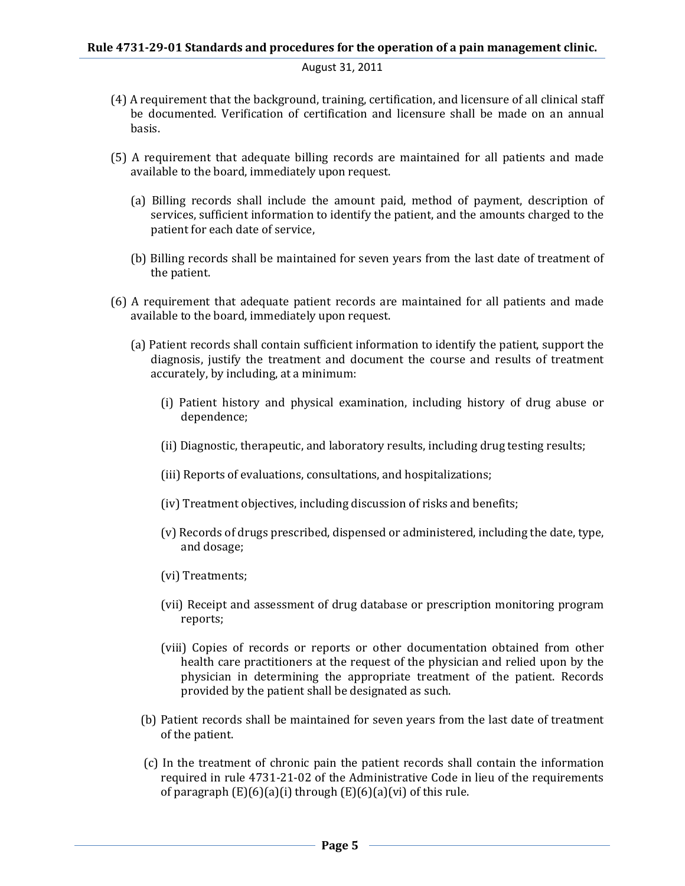(4) A requirement that the background, training, certification, and licensure of all clinical staff be documented. Verification of certification and licensure shall be made on an annual basis.

(5) A requirement that adequate billing records are maintained for all patients and made available to the board, immediately upon request.

(a) Billing records shall include the amount paid, method of payment, description of services, sufficient information to identify the patient, and the amounts charged to the patient for each date of service,

(b) Billing records shall be maintained for seven years from the last date of treatment of the patient.

(6) A requirement that adequate patient records are maintained for all patients and made available to the board, immediately upon request.

(a) Patient records shall contain sufficient information to identify the patient, support the diagnosis, justify the treatment and document the course and results of treatment accurately, by including, at a minimum:

(i) Patient history and physical examination, including history of drug abuse or dependence;

(ii) Diagnostic, therapeutic, and laboratory results, including drug testing results;

(iii) Reports of evaluations, consultations, and hospitalizations;

(iv) Treatment objectives, including discussion of risks and benefits;

(v) Records of drugs prescribed, dispensed or administered, including the date, type, and dosage;

(vi) Treatments;

(vii) Receipt and assessment of drug database or prescription monitoring program reports;

(viii) Copies of records or reports or other documentation obtained from other health care practitioners at the request of the physician and relied upon by the physician in determining the appropriate treatment of the patient. Records provided by the patient shall be designated as such.

(b) Patient records shall be maintained for seven years from the last date of treatment of the patient.

(c) In the treatment of chronic pain the patient records shall contain the information required in rule 4731-21-02 of the Administrative Code in lieu of the requirements of paragraph (E)(6)(a)(i) through (E)(6)(a)(vi) of this rule.